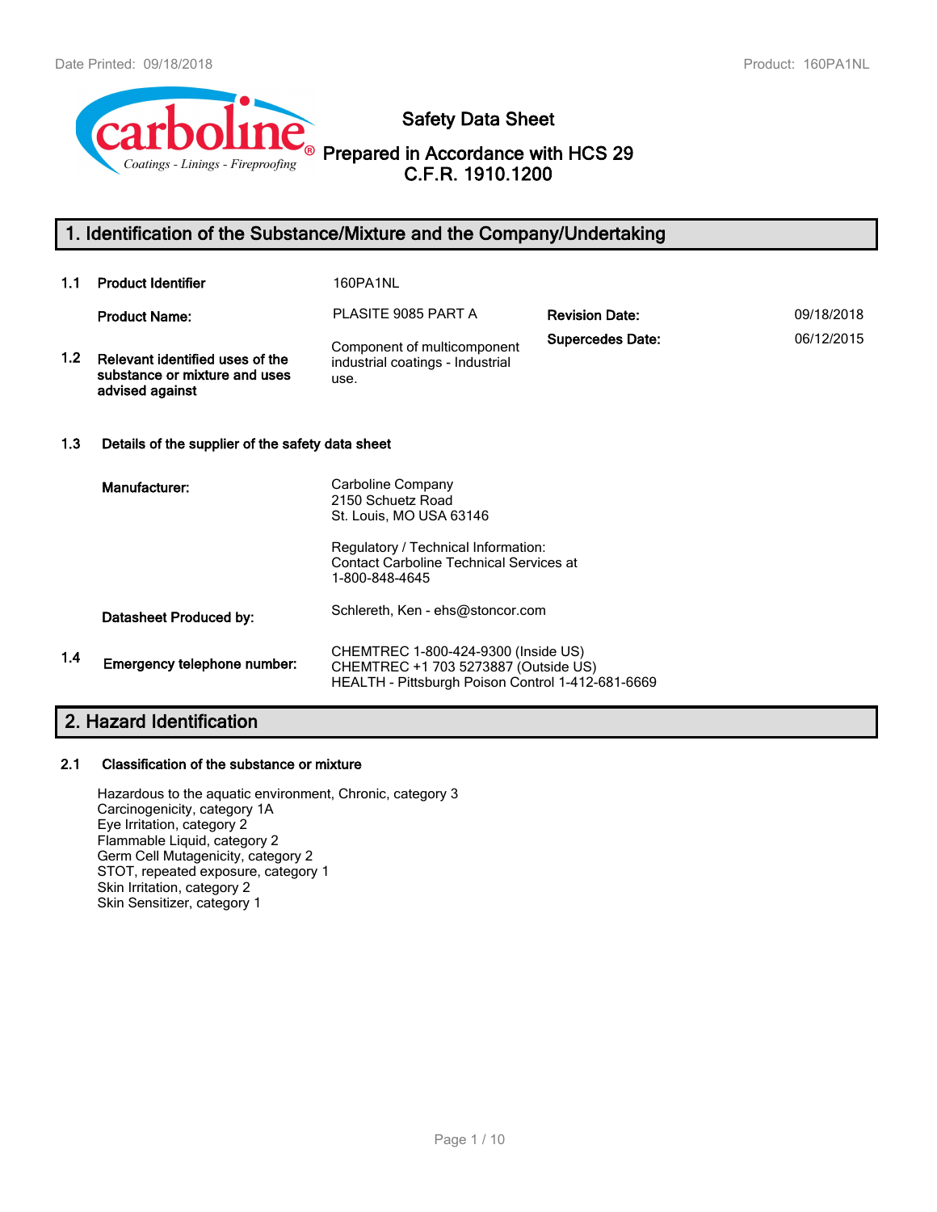# Safety Data Sheet

**Prepared in Accordance with HCS 29 C.F.R. 1910.1200**

## 1. Identification of the Substance/Mixture and the Company/Undertaking

**1.1 Product Identifier** 160PA1NL

**Product Name:** PLASITE 9085 PART A

**Revision Date:** 09/18/2018

**Supersedes Date:** 06/12/2015

**1.2 Relevant identified uses of the substance or mixture and uses advised against**

Component of multicomponent industrial coatings - Industrial use.

**1.3 Details of the supplier of the safety data sheet**

**Manufacturer:**

Carboline Company
2150 Schuetz Road
St. Louis, MO USA 63146

Regulatory / Technical Information:
Contact Carboline Technical Services at
1-800-848-4645

**Datasheet Produced by:** Schlereth, Ken - ehs@stoncor.com

**1.4 Emergency telephone number:**

CHEMTREC 1-800-424-9300 (Inside US)
CHEMTREC +1 703 5273887 (Outside US)
HEALTH - Pittsburgh Poison Control 1-412-681-6669

## 2. Hazard Identification

**2.1 Classification of the substance or mixture**

Hazardous to the aquatic environment, Chronic, category 3
Carcinogenicity, category 1A
Eye Irritation, category 2
Flammable Liquid, category 2
Germ Cell Mutagenicity, category 2
STOT, repeated exposure, category 1
Skin Irritation, category 2
Skin Sensitizer, category 1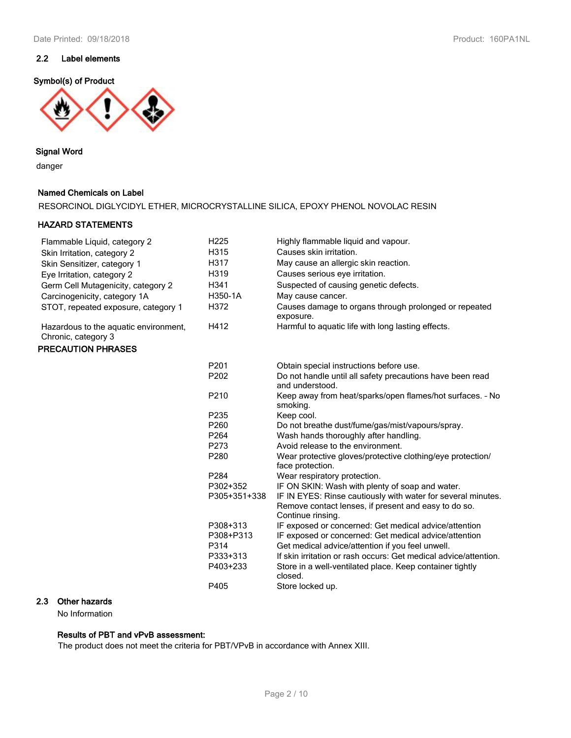### 2.2 Label elements

**Symbol(s) of Product**

**Signal Word**

danger

**Named Chemicals on Label**

RESORCINOL DIGLYCIDYL ETHER, MICROCRYSTALLINE SILICA, EPOXY PHENOL NOVOLAC RESIN

**HAZARD STATEMENTS**

| | | |
|---|---|---|
| Flammable Liquid, category 2 | H225 | Highly flammable liquid and vapour. |
| Skin Irritation, category 2 | H315 | Causes skin irritation. |
| Skin Sensitizer, category 1 | H317 | May cause an allergic skin reaction. |
| Eye Irritation, category 2 | H319 | Causes serious eye irritation. |
| Germ Cell Mutagenicity, category 2 | H341 | Suspected of causing genetic defects. |
| Carcinogenicity, category 1A | H350-1A | May cause cancer. |
| STOT, repeated exposure, category 1 | H372 | Causes damage to organs through prolonged or repeated exposure. |
| Hazardous to the aquatic environment, Chronic, category 3 | H412 | Harmful to aquatic life with long lasting effects. |

**PRECAUTION PHRASES**

| | |
|---|---|
| P201 | Obtain special instructions before use. |
| P202 | Do not handle until all safety precautions have been read and understood. |
| P210 | Keep away from heat/sparks/open flames/hot surfaces. - No smoking. |
| P235 | Keep cool. |
| P260 | Do not breathe dust/fume/gas/mist/vapours/spray. |
| P264 | Wash hands thoroughly after handling. |
| P273 | Avoid release to the environment. |
| P280 | Wear protective gloves/protective clothing/eye protection/ face protection. |
| P284 | Wear respiratory protection. |
| P302+352 | IF ON SKIN: Wash with plenty of soap and water. |
| P305+351+338 | IF IN EYES: Rinse cautiously with water for several minutes. Remove contact lenses, if present and easy to do so. Continue rinsing. |
| P308+313 | IF exposed or concerned: Get medical advice/attention |
| P308+P313 | IF exposed or concerned: Get medical advice/attention |
| P314 | Get medical advice/attention if you feel unwell. |
| P333+313 | If skin irritation or rash occurs: Get medical advice/attention. |
| P403+233 | Store in a well-ventilated place. Keep container tightly closed. |
| P405 | Store locked up. |

### 2.3 Other hazards

No Information

**Results of PBT and vPvB assessment:**

The product does not meet the criteria for PBT/VPvB in accordance with Annex XIII.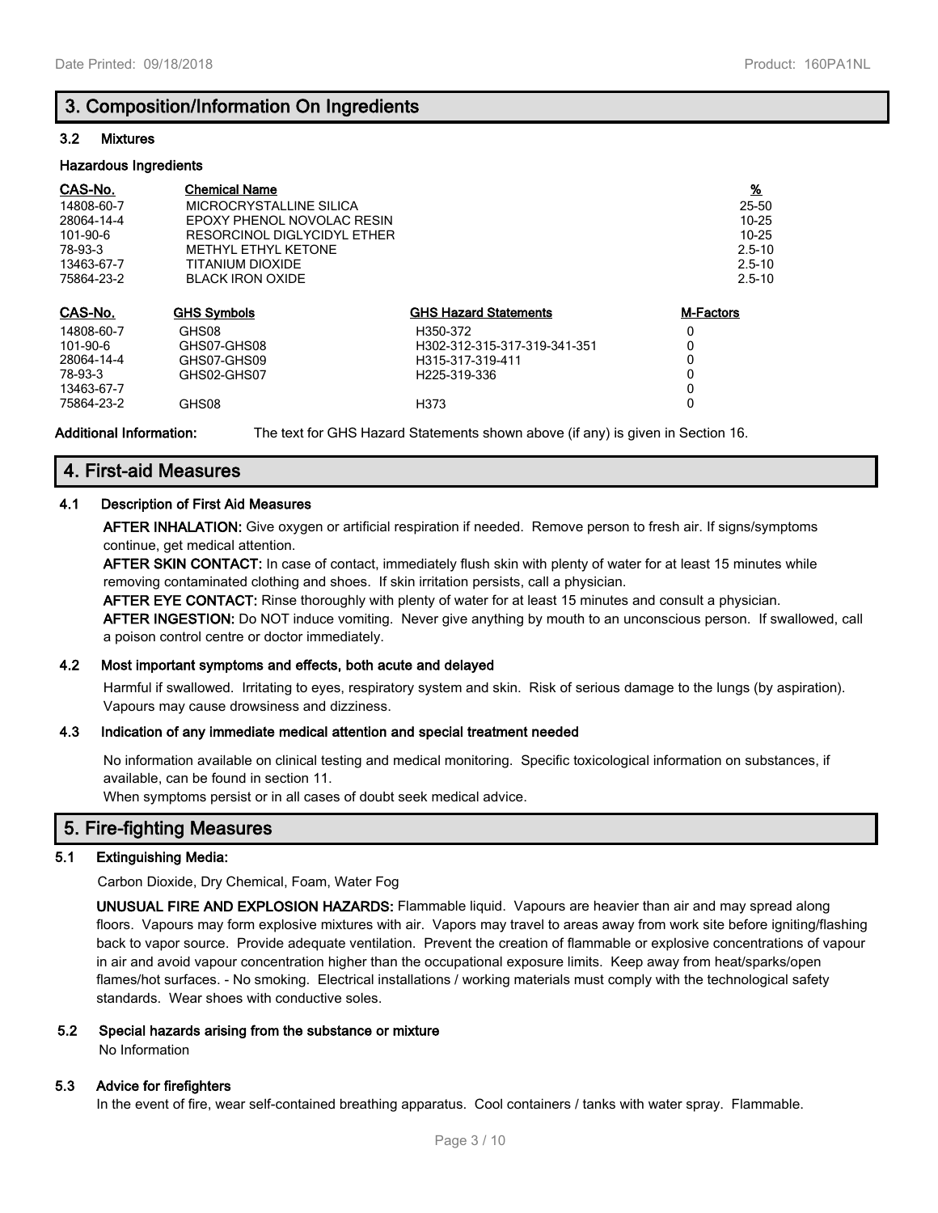## 3. Composition/Information On Ingredients

### 3.2 Mixtures

**Hazardous Ingredients**

| CAS-No. | Chemical Name | % |
|---|---|---|
| 14808-60-7 | MICROCRYSTALLINE SILICA | 25-50 |
| 28064-14-4 | EPOXY PHENOL NOVOLAC RESIN | 10-25 |
| 101-90-6 | RESORCINOL DIGLYCIDYL ETHER | 10-25 |
| 78-93-3 | METHYL ETHYL KETONE | 2.5-10 |
| 13463-67-7 | TITANIUM DIOXIDE | 2.5-10 |
| 75864-23-2 | BLACK IRON OXIDE | 2.5-10 |

| CAS-No. | GHS Symbols | GHS Hazard Statements | M-Factors |
|---|---|---|---|
| 14808-60-7 | GHS08 | H350-372 | 0 |
| 101-90-6 | GHS07-GHS08 | H302-312-315-317-319-341-351 | 0 |
| 28064-14-4 | GHS07-GHS09 | H315-317-319-411 | 0 |
| 78-93-3 | GHS02-GHS07 | H225-319-336 | 0 |
| 13463-67-7 | | | 0 |
| 75864-23-2 | GHS08 | H373 | 0 |

**Additional Information:** The text for GHS Hazard Statements shown above (if any) is given in Section 16.

## 4. First-aid Measures

### 4.1 Description of First Aid Measures

**AFTER INHALATION:** Give oxygen or artificial respiration if needed. Remove person to fresh air. If signs/symptoms continue, get medical attention.

**AFTER SKIN CONTACT:** In case of contact, immediately flush skin with plenty of water for at least 15 minutes while removing contaminated clothing and shoes. If skin irritation persists, call a physician.

**AFTER EYE CONTACT:** Rinse thoroughly with plenty of water for at least 15 minutes and consult a physician.

**AFTER INGESTION:** Do NOT induce vomiting. Never give anything by mouth to an unconscious person. If swallowed, call a poison control centre or doctor immediately.

### 4.2 Most important symptoms and effects, both acute and delayed

Harmful if swallowed. Irritating to eyes, respiratory system and skin. Risk of serious damage to the lungs (by aspiration). Vapours may cause drowsiness and dizziness.

### 4.3 Indication of any immediate medical attention and special treatment needed

No information available on clinical testing and medical monitoring. Specific toxicological information on substances, if available, can be found in section 11.

When symptoms persist or in all cases of doubt seek medical advice.

## 5. Fire-fighting Measures

### 5.1 Extinguishing Media:

Carbon Dioxide, Dry Chemical, Foam, Water Fog

**UNUSUAL FIRE AND EXPLOSION HAZARDS:** Flammable liquid. Vapours are heavier than air and may spread along floors. Vapours may form explosive mixtures with air. Vapors may travel to areas away from work site before igniting/flashing back to vapor source. Provide adequate ventilation. Prevent the creation of flammable or explosive concentrations of vapour in air and avoid vapour concentration higher than the occupational exposure limits. Keep away from heat/sparks/open flames/hot surfaces. - No smoking. Electrical installations / working materials must comply with the technological safety standards. Wear shoes with conductive soles.

### 5.2 Special hazards arising from the substance or mixture

No Information

### 5.3 Advice for firefighters

In the event of fire, wear self-contained breathing apparatus. Cool containers / tanks with water spray. Flammable.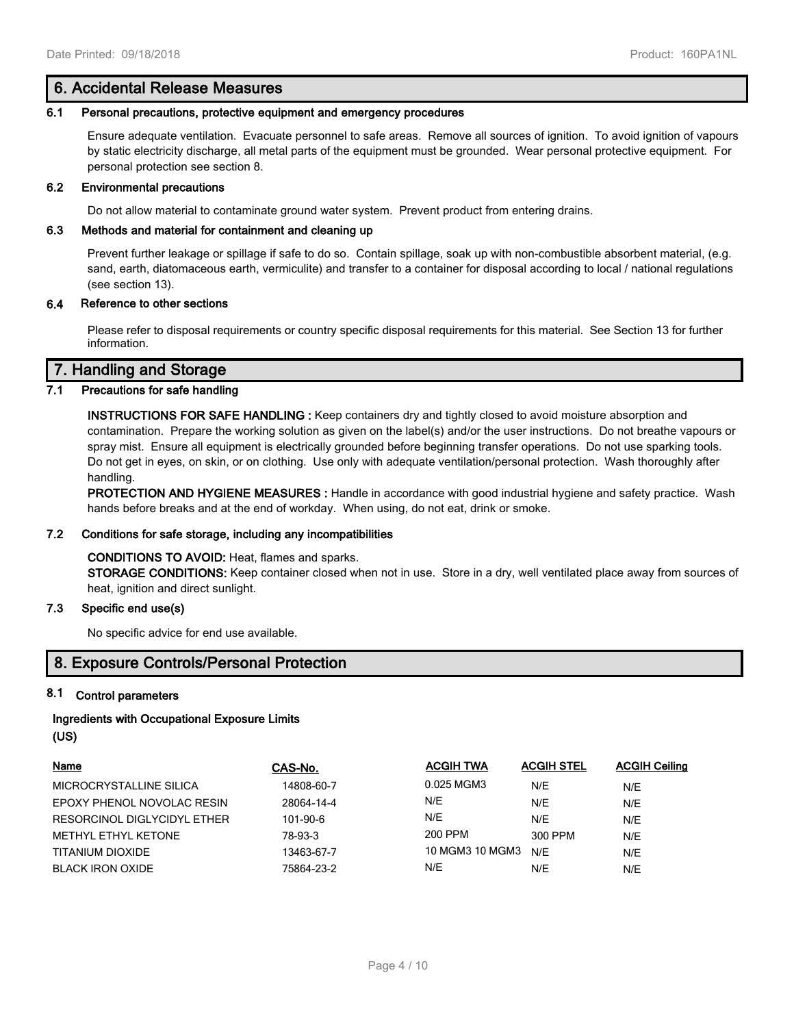## 6. Accidental Release Measures

### 6.1 Personal precautions, protective equipment and emergency procedures

Ensure adequate ventilation. Evacuate personnel to safe areas. Remove all sources of ignition. To avoid ignition of vapours by static electricity discharge, all metal parts of the equipment must be grounded. Wear personal protective equipment. For personal protection see section 8.

### 6.2 Environmental precautions

Do not allow material to contaminate ground water system. Prevent product from entering drains.

### 6.3 Methods and material for containment and cleaning up

Prevent further leakage or spillage if safe to do so. Contain spillage, soak up with non-combustible absorbent material, (e.g. sand, earth, diatomaceous earth, vermiculite) and transfer to a container for disposal according to local / national regulations (see section 13).

### 6.4 Reference to other sections

Please refer to disposal requirements or country specific disposal requirements for this material. See Section 13 for further information.

## 7. Handling and Storage

### 7.1 Precautions for safe handling

**INSTRUCTIONS FOR SAFE HANDLING :** Keep containers dry and tightly closed to avoid moisture absorption and contamination. Prepare the working solution as given on the label(s) and/or the user instructions. Do not breathe vapours or spray mist. Ensure all equipment is electrically grounded before beginning transfer operations. Do not use sparking tools. Do not get in eyes, on skin, or on clothing. Use only with adequate ventilation/personal protection. Wash thoroughly after handling.

**PROTECTION AND HYGIENE MEASURES :** Handle in accordance with good industrial hygiene and safety practice. Wash hands before breaks and at the end of workday. When using, do not eat, drink or smoke.

### 7.2 Conditions for safe storage, including any incompatibilities

**CONDITIONS TO AVOID:** Heat, flames and sparks.

**STORAGE CONDITIONS:** Keep container closed when not in use. Store in a dry, well ventilated place away from sources of heat, ignition and direct sunlight.

### 7.3 Specific end use(s)

No specific advice for end use available.

## 8. Exposure Controls/Personal Protection

### 8.1 Control parameters

**Ingredients with Occupational Exposure Limits (US)**

| Name | CAS-No. | ACGIH TWA | ACGIH STEL | ACGIH Ceiling |
|---|---|---|---|---|
| MICROCRYSTALLINE SILICA | 14808-60-7 | 0.025 MGM3 | N/E | N/E |
| EPOXY PHENOL NOVOLAC RESIN | 28064-14-4 | N/E | N/E | N/E |
| RESORCINOL DIGLYCIDYL ETHER | 101-90-6 | N/E | N/E | N/E |
| METHYL ETHYL KETONE | 78-93-3 | 200 PPM | 300 PPM | N/E |
| TITANIUM DIOXIDE | 13463-67-7 | 10 MGM3 10 MGM3 | N/E | N/E |
| BLACK IRON OXIDE | 75864-23-2 | N/E | N/E | N/E |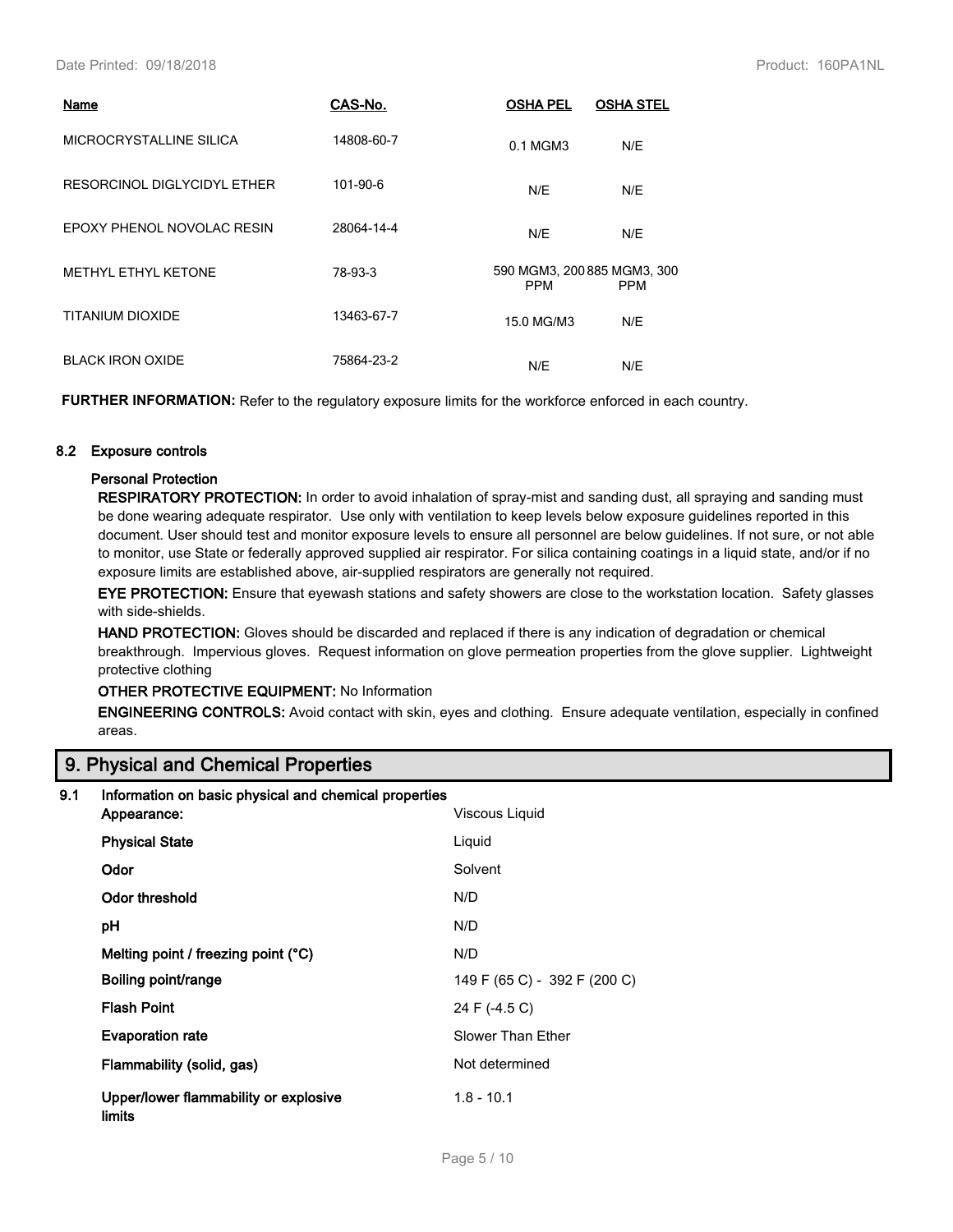| Name | CAS-No. | OSHA PEL | OSHA STEL |
|---|---|---|---|
| MICROCRYSTALLINE SILICA | 14808-60-7 | 0.1 MGM3 | N/E |
| RESORCINOL DIGLYCIDYL ETHER | 101-90-6 | N/E | N/E |
| EPOXY PHENOL NOVOLAC RESIN | 28064-14-4 | N/E | N/E |
| METHYL ETHYL KETONE | 78-93-3 | 590 MGM3, 200 PPM | 885 MGM3, 300 PPM |
| TITANIUM DIOXIDE | 13463-67-7 | 15.0 MG/M3 | N/E |
| BLACK IRON OXIDE | 75864-23-2 | N/E | N/E |

**FURTHER INFORMATION:** Refer to the regulatory exposure limits for the workforce enforced in each country.

### 8.2 Exposure controls

**Personal Protection**

**RESPIRATORY PROTECTION:** In order to avoid inhalation of spray-mist and sanding dust, all spraying and sanding must be done wearing adequate respirator. Use only with ventilation to keep levels below exposure guidelines reported in this document. User should test and monitor exposure levels to ensure all personnel are below guidelines. If not sure, or not able to monitor, use State or federally approved supplied air respirator. For silica containing coatings in a liquid state, and/or if no exposure limits are established above, air-supplied respirators are generally not required.

**EYE PROTECTION:** Ensure that eyewash stations and safety showers are close to the workstation location. Safety glasses with side-shields.

**HAND PROTECTION:** Gloves should be discarded and replaced if there is any indication of degradation or chemical breakthrough. Impervious gloves. Request information on glove permeation properties from the glove supplier. Lightweight protective clothing

**OTHER PROTECTIVE EQUIPMENT:** No Information

**ENGINEERING CONTROLS:** Avoid contact with skin, eyes and clothing. Ensure adequate ventilation, especially in confined areas.

## 9. Physical and Chemical Properties

### 9.1 Information on basic physical and chemical properties

| Property | Value |
|---|---|
| **Appearance:** | Viscous Liquid |
| **Physical State** | Liquid |
| **Odor** | Solvent |
| **Odor threshold** | N/D |
| **pH** | N/D |
| **Melting point / freezing point (°C)** | N/D |
| **Boiling point/range** | 149 F (65 C) - 392 F (200 C) |
| **Flash Point** | 24 F (-4.5 C) |
| **Evaporation rate** | Slower Than Ether |
| **Flammability (solid, gas)** | Not determined |
| **Upper/lower flammability or explosive limits** | 1.8 - 10.1 |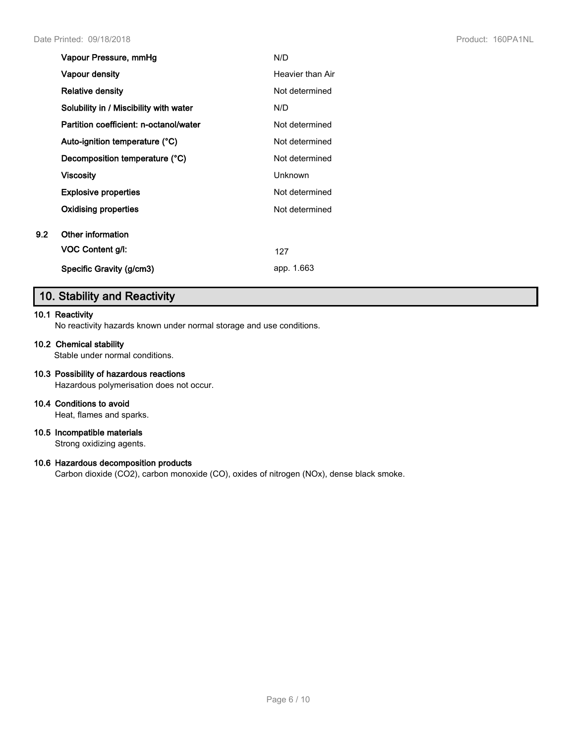| | |
|---|---|
| **Vapour Pressure, mmHg** | N/D |
| **Vapour density** | Heavier than Air |
| **Relative density** | Not determined |
| **Solubility in / Miscibility with water** | N/D |
| **Partition coefficient: n-octanol/water** | Not determined |
| **Auto-ignition temperature (°C)** | Not determined |
| **Decomposition temperature (°C)** | Not determined |
| **Viscosity** | Unknown |
| **Explosive properties** | Not determined |
| **Oxidising properties** | Not determined |

**9.2 Other information**

| | |
|---|---|
| **VOC Content g/l:** | 127 |
| **Specific Gravity (g/cm3)** | app. 1.663 |

## 10. Stability and Reactivity

**10.1 Reactivity**

No reactivity hazards known under normal storage and use conditions.

**10.2 Chemical stability**

Stable under normal conditions.

**10.3 Possibility of hazardous reactions**

Hazardous polymerisation does not occur.

**10.4 Conditions to avoid**

Heat, flames and sparks.

**10.5 Incompatible materials**

Strong oxidizing agents.

**10.6 Hazardous decomposition products**

Carbon dioxide ($CO_2$), carbon monoxide (CO), oxides of nitrogen ($NO_x$), dense black smoke.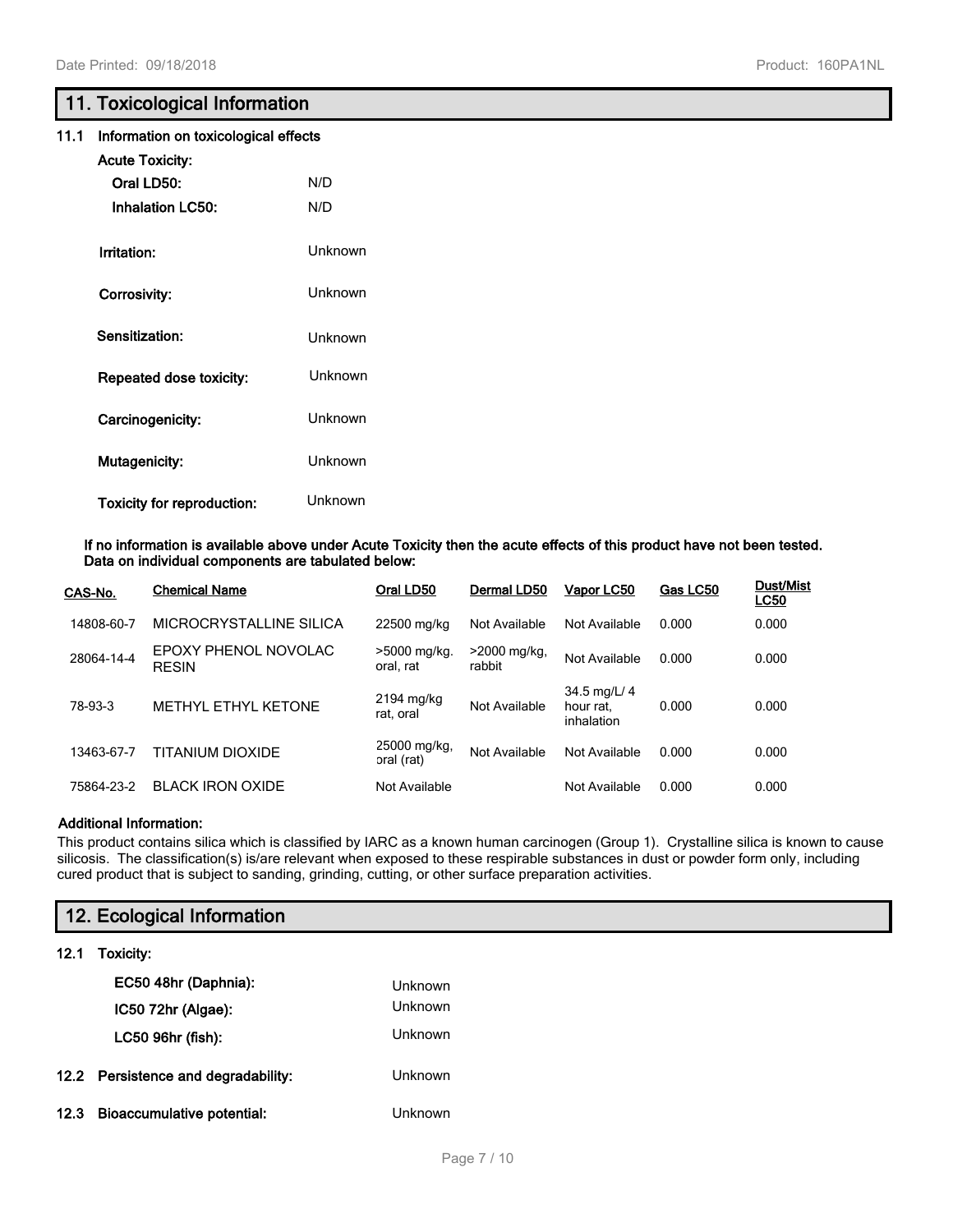## 11. Toxicological Information

### 11.1 Information on toxicological effects

**Acute Toxicity:**

**Oral LD50:** N/D

**Inhalation LC50:** N/D

**Irritation:** Unknown

**Corrosivity:** Unknown

**Sensitization:** Unknown

**Repeated dose toxicity:** Unknown

**Carcinogenicity:** Unknown

**Mutagenicity:** Unknown

**Toxicity for reproduction:** Unknown

**If no information is available above under Acute Toxicity then the acute effects of this product have not been tested. Data on individual components are tabulated below:**

| CAS-No. | Chemical Name | Oral LD50 | Dermal LD50 | Vapor LC50 | Gas LC50 | Dust/Mist LC50 |
|---|---|---|---|---|---|---|
| 14808-60-7 | MICROCRYSTALLINE SILICA | 22500 mg/kg | Not Available | Not Available | 0.000 | 0.000 |
| 28064-14-4 | EPOXY PHENOL NOVOLAC RESIN | >5000 mg/kg. oral, rat | >2000 mg/kg, rabbit | Not Available | 0.000 | 0.000 |
| 78-93-3 | METHYL ETHYL KETONE | 2194 mg/kg rat, oral | Not Available | 34.5 mg/L/ 4 hour rat, inhalation | 0.000 | 0.000 |
| 13463-67-7 | TITANIUM DIOXIDE | 25000 mg/kg, oral (rat) | Not Available | Not Available | 0.000 | 0.000 |
| 75864-23-2 | BLACK IRON OXIDE | Not Available | | Not Available | 0.000 | 0.000 |

**Additional Information:**

This product contains silica which is classified by IARC as a known human carcinogen (Group 1). Crystalline silica is known to cause silicosis. The classification(s) is/are relevant when exposed to these respirable substances in dust or powder form only, including cured product that is subject to sanding, grinding, cutting, or other surface preparation activities.

## 12. Ecological Information

### 12.1 Toxicity:

**EC50 48hr (Daphnia):** Unknown

**IC50 72hr (Algae):** Unknown

**LC50 96hr (fish):** Unknown

### 12.2 Persistence and degradability: Unknown

### 12.3 Bioaccumulative potential: Unknown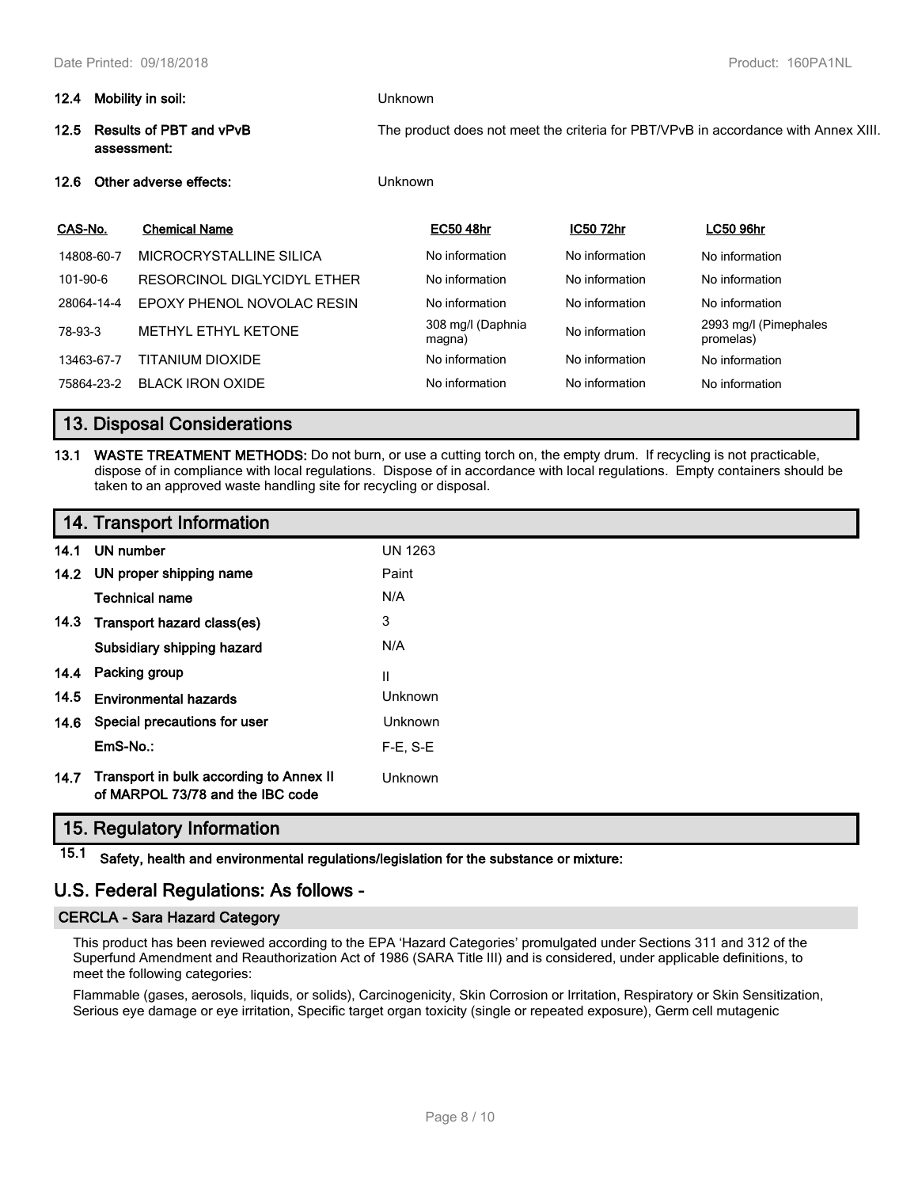**12.4 Mobility in soil:** Unknown

**12.5 Results of PBT and vPvB assessment:** The product does not meet the criteria for PBT/VPvB in accordance with Annex XIII.

**12.6 Other adverse effects:** Unknown

| CAS-No. | Chemical Name | EC50 48hr | IC50 72hr | LC50 96hr |
|---|---|---|---|---|
| 14808-60-7 | MICROCRYSTALLINE SILICA | No information | No information | No information |
| 101-90-6 | RESORCINOL DIGLYCIDYL ETHER | No information | No information | No information |
| 28064-14-4 | EPOXY PHENOL NOVOLAC RESIN | No information | No information | No information |
| 78-93-3 | METHYL ETHYL KETONE | 308 mg/l (Daphnia magna) | No information | 2993 mg/l (Pimephales promelas) |
| 13463-67-7 | TITANIUM DIOXIDE | No information | No information | No information |
| 75864-23-2 | BLACK IRON OXIDE | No information | No information | No information |

## 13. Disposal Considerations

**13.1 WASTE TREATMENT METHODS:** Do not burn, or use a cutting torch on, the empty drum. If recycling is not practicable, dispose of in compliance with local regulations. Dispose of in accordance with local regulations. Empty containers should be taken to an approved waste handling site for recycling or disposal.

## 14. Transport Information

| | | |
|---|---|---|
| **14.1** | **UN number** | UN 1263 |
| **14.2** | **UN proper shipping name** | Paint |
| | **Technical name** | N/A |
| **14.3** | **Transport hazard class(es)** | 3 |
| | **Subsidiary shipping hazard** | N/A |
| **14.4** | **Packing group** | II |
| **14.5** | **Environmental hazards** | Unknown |
| **14.6** | **Special precautions for user** | Unknown |
| | **EmS-No.:** | F-E, S-E |
| **14.7** | **Transport in bulk according to Annex II of MARPOL 73/78 and the IBC code** | Unknown |

## 15. Regulatory Information

**15.1 Safety, health and environmental regulations/legislation for the substance or mixture:**

## U.S. Federal Regulations: As follows -

### CERCLA - Sara Hazard Category

This product has been reviewed according to the EPA 'Hazard Categories' promulgated under Sections 311 and 312 of the Superfund Amendment and Reauthorization Act of 1986 (SARA Title III) and is considered, under applicable definitions, to meet the following categories:

Flammable (gases, aerosols, liquids, or solids), Carcinogenicity, Skin Corrosion or Irritation, Respiratory or Skin Sensitization, Serious eye damage or eye irritation, Specific target organ toxicity (single or repeated exposure), Germ cell mutagenic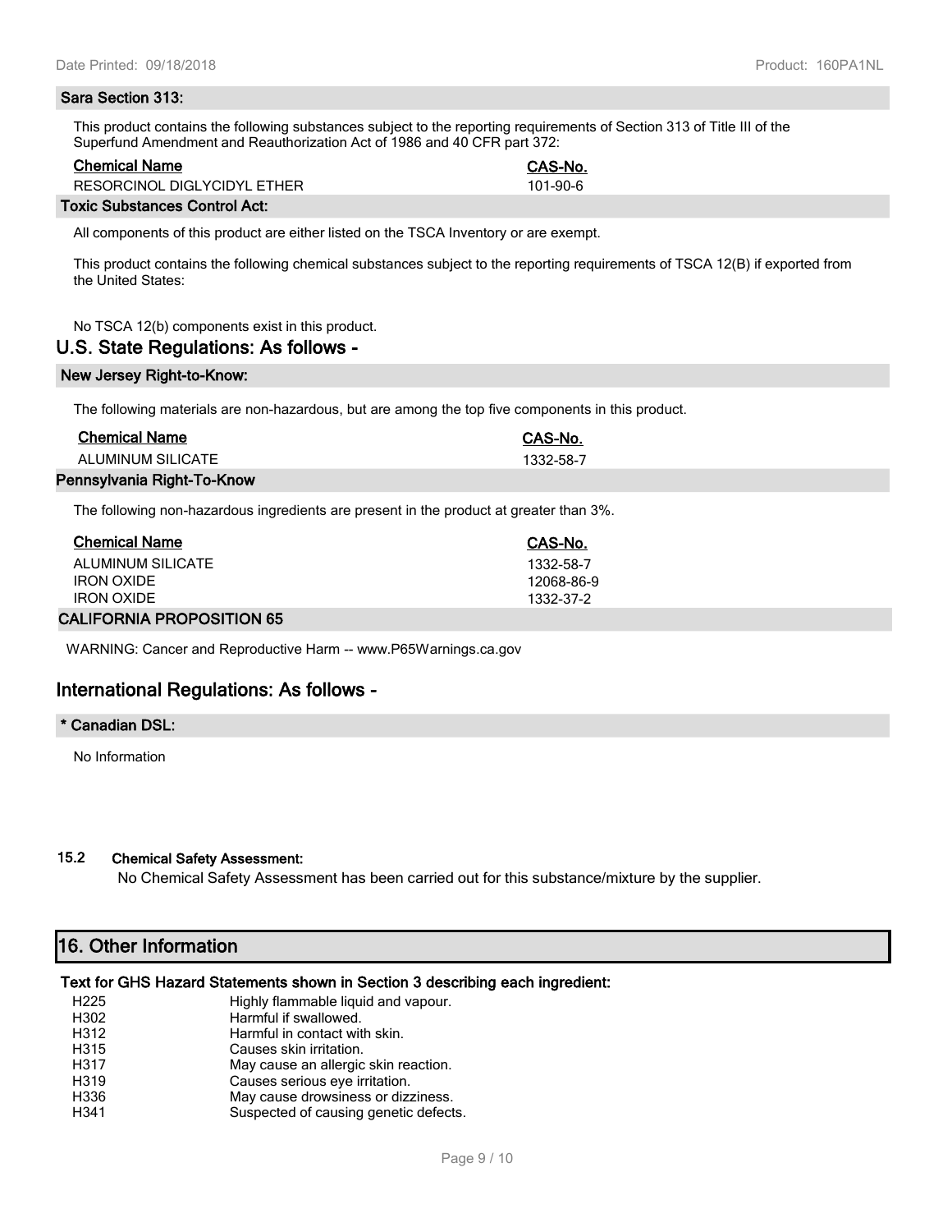### Sara Section 313:

This product contains the following substances subject to the reporting requirements of Section 313 of Title III of the Superfund Amendment and Reauthorization Act of 1986 and 40 CFR part 372:

| Chemical Name | CAS-No. |
|---|---|
| RESORCINOL DIGLYCIDYL ETHER | 101-90-6 |

### Toxic Substances Control Act:

All components of this product are either listed on the TSCA Inventory or are exempt.

This product contains the following chemical substances subject to the reporting requirements of TSCA 12(B) if exported from the United States:

No TSCA 12(b) components exist in this product.

## U.S. State Regulations: As follows -

### New Jersey Right-to-Know:

The following materials are non-hazardous, but are among the top five components in this product.

| Chemical Name | CAS-No. |
|---|---|
| ALUMINUM SILICATE | 1332-58-7 |

### Pennsylvania Right-To-Know

The following non-hazardous ingredients are present in the product at greater than 3%.

| Chemical Name | CAS-No. |
|---|---|
| ALUMINUM SILICATE | 1332-58-7 |
| IRON OXIDE | 12068-86-9 |
| IRON OXIDE | 1332-37-2 |

### CALIFORNIA PROPOSITION 65

WARNING: Cancer and Reproductive Harm -- www.P65Warnings.ca.gov

## International Regulations: As follows -

### * Canadian DSL:

No Information

### 15.2 Chemical Safety Assessment:

No Chemical Safety Assessment has been carried out for this substance/mixture by the supplier.

# 16. Other Information

**Text for GHS Hazard Statements shown in Section 3 describing each ingredient:**

| | |
|---|---|
| H225 | Highly flammable liquid and vapour. |
| H302 | Harmful if swallowed. |
| H312 | Harmful in contact with skin. |
| H315 | Causes skin irritation. |
| H317 | May cause an allergic skin reaction. |
| H319 | Causes serious eye irritation. |
| H336 | May cause drowsiness or dizziness. |
| H341 | Suspected of causing genetic defects. |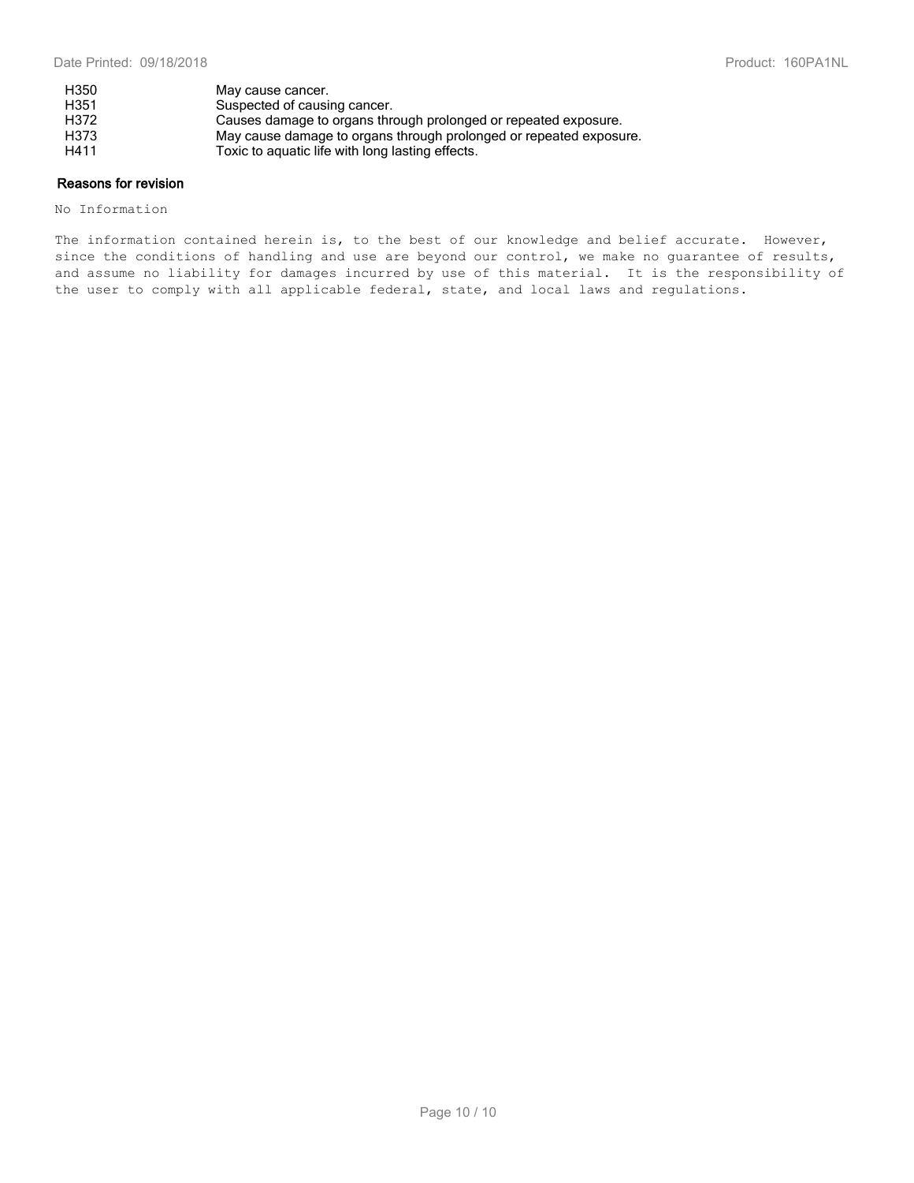| | |
|---|---|
| H350 | May cause cancer. |
| H351 | Suspected of causing cancer. |
| H372 | Causes damage to organs through prolonged or repeated exposure. |
| H373 | May cause damage to organs through prolonged or repeated exposure. |
| H411 | Toxic to aquatic life with long lasting effects. |

### Reasons for revision

No Information

The information contained herein is, to the best of our knowledge and belief accurate. However, since the conditions of handling and use are beyond our control, we make no guarantee of results, and assume no liability for damages incurred by use of this material. It is the responsibility of the user to comply with all applicable federal, state, and local laws and regulations.